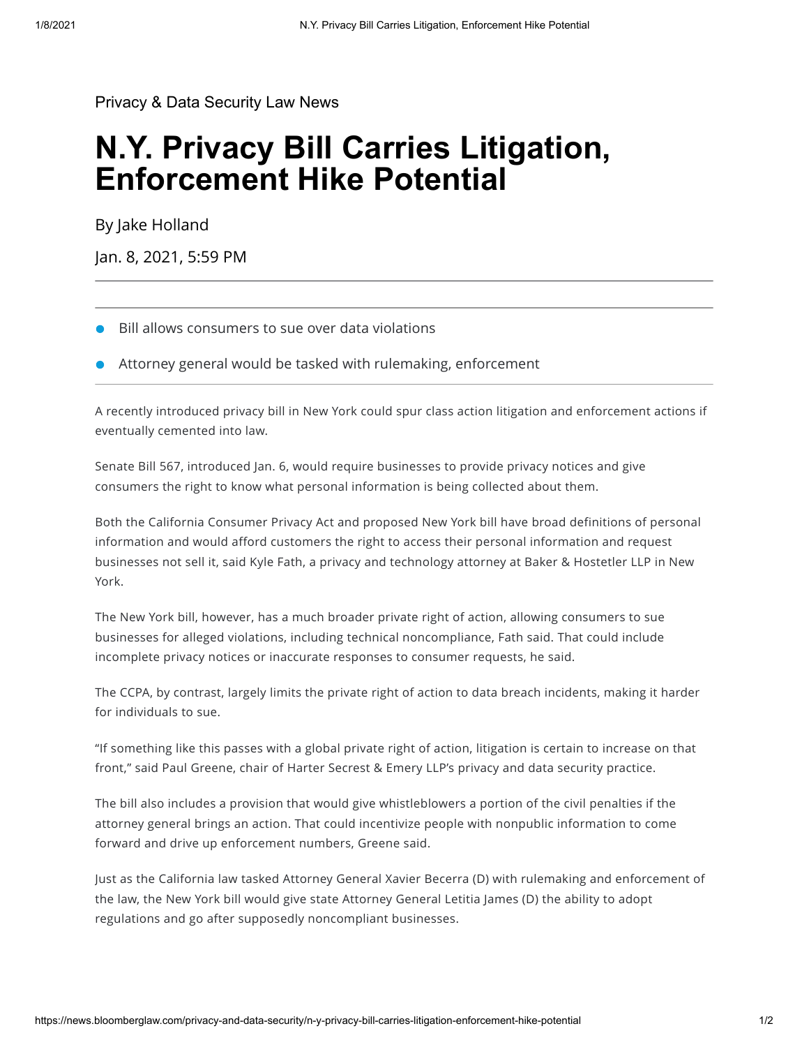Privacy & Data Security Law News

# N.Y. Privacy Bill Carries Litigation, Enforcement Hike Potential

By Jake Holland

Jan. 8, 2021, 5:59 PM

- Bill allows consumers to sue over data violations
- Attorney general would be tasked with rulemaking, enforcement

A recently introduced privacy bill in New York could spur class action litigation and enforcement actions if eventually cemented into law.

Senate Bill 567, introduced Jan. 6, would require businesses to provide privacy notices and give consumers the right to know what personal information is being collected about them.

Both the California Consumer Privacy Act and proposed New York bill have broad definitions of personal information and would afford customers the right to access their personal information and request businesses not sell it, said Kyle Fath, a privacy and technology attorney at Baker & Hostetler LLP in New York.

The New York bill, however, has a much broader private right of action, allowing consumers to sue businesses for alleged violations, including technical noncompliance, Fath said. That could include incomplete privacy notices or inaccurate responses to consumer requests, he said.

The CCPA, by contrast, largely limits the private right of action to data breach incidents, making it harder for individuals to sue.

"If something like this passes with a global private right of action, litigation is certain to increase on that front," said Paul Greene, chair of Harter Secrest & Emery LLP's privacy and data security practice.

The bill also includes a provision that would give whistleblowers a portion of the civil penalties if the attorney general brings an action. That could incentivize people with nonpublic information to come forward and drive up enforcement numbers, Greene said.

Just as the California law tasked Attorney General Xavier Becerra (D) with rulemaking and enforcement of the law, the New York bill would give state Attorney General Letitia James (D) the ability to adopt regulations and go after supposedly noncompliant businesses.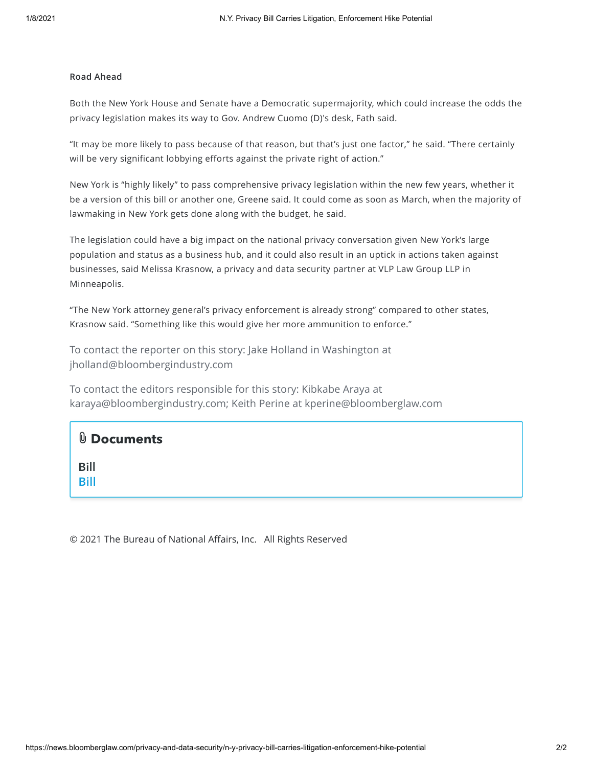### Road Ahead

Both the New York House and Senate have a Democratic supermajority, which could increase the odds the privacy legislation makes its way to Gov. Andrew Cuomo (D)'s desk, Fath said.

“It may be more likely to pass because of that reason, but that’s just one factor,” he said. “There certainly will be very significant lobbying efforts against the private right of action.”

New York is “highly likely” to pass comprehensive privacy legislation within the new few years, whether it be a version of this bill or another one, Greene said. It could come as soon as March, when the majority of lawmaking in New York gets done along with the budget, he said.

The legislation could have a big impact on the national privacy conversation given New York’s large population and status as a business hub, and it could also result in an uptick in actions taken against businesses, said Melissa Krasnow, a privacy and data security partner at VLP Law Group LLP in Minneapolis.

“The New York attorney general’s privacy enforcement is already strong” compared to other states, Krasnow said. “Something like this would give her more ammunition to enforce.”

To contact the reporter on this story: Jake Holland in Washington at jholland@bloombergindustry.com

To contact the editors responsible for this story: Kibkabe Araya at karaya@bloombergindustry.com; Keith Perine at kperine@bloomberglaw.com

## Documents

**Bill**
Bill

© 2021 The Bureau of National Affairs, Inc. All Rights Reserved